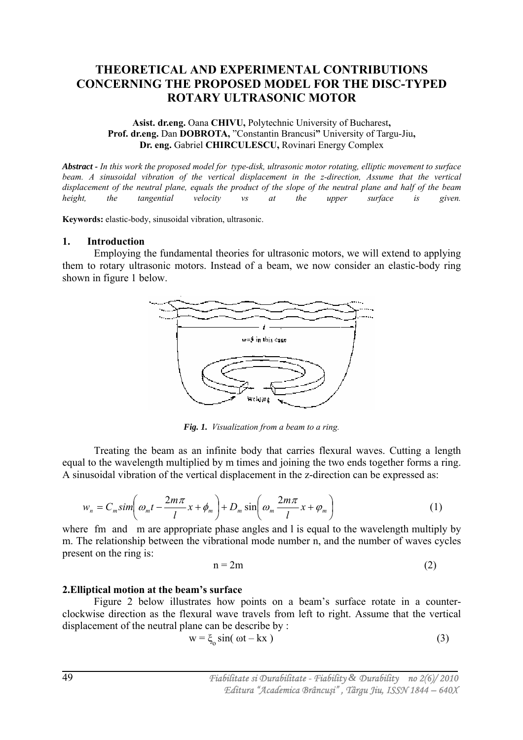# THEORETICAL AND EXPERIMENTAL CONTRIBUTIONS CONCERNING THE PROPOSED MODEL FOR THE DISC-TYPED ROTARY ULTRASONIC MOTOR

**Asist. dr.eng.** Oana **CHIVU,** Polytechnic University of Bucharest**,**
**Prof. dr.eng.** Dan **DOBROTA,** "Constantin Brancusi**"** University of Targu-Jiu**,**
**Dr. eng.** Gabriel **CHIRCULESCU,** Rovinari Energy Complex

***Abstract -*** *In this work the proposed model for type-disk, ultrasonic motor rotating, elliptic movement to surface beam. A sinusoidal vibration of the vertical displacement in the z-direction, Assume that the vertical displacement of the neutral plane, equals the product of the slope of the neutral plane and half of the beam height, the tangential velocity vs at the upper surface is given.*

**Keywords:** elastic-body, sinusoidal vibration, ultrasonic.

## 1. Introduction

Employing the fundamental theories for ultrasonic motors, we will extend to applying them to rotary ultrasonic motors. Instead of a beam, we now consider an elastic-body ring shown in figure 1 below.

***Fig. 1.*** *Visualization from a beam to a ring.*

Treating the beam as an infinite body that carries flexural waves. Cutting a length equal to the wavelength multiplied by m times and joining the two ends together forms a ring. A sinusoidal vibration of the vertical displacement in the z-direction can be expressed as:

$$w_n = C_m sim\left(\omega_m t - \frac{2m\pi}{l}x + \phi_m\right) + D_m \sin\left(\omega_m \frac{2m\pi}{l}x + \varphi_m\right) \tag{1}$$

where fm and m are appropriate phase angles and l is equal to the wavelength multiply by m. The relationship between the vibrational mode number n, and the number of waves cycles present on the ring is:

$$n = 2m \tag{2}$$

## 2. Elliptical motion at the beam's surface

Figure 2 below illustrates how points on a beam's surface rotate in a counter-clockwise direction as the flexural wave travels from left to right. Assume that the vertical displacement of the neutral plane can be describe by :

$$w = \xi_o \sin(\omega t - kx) \tag{3}$$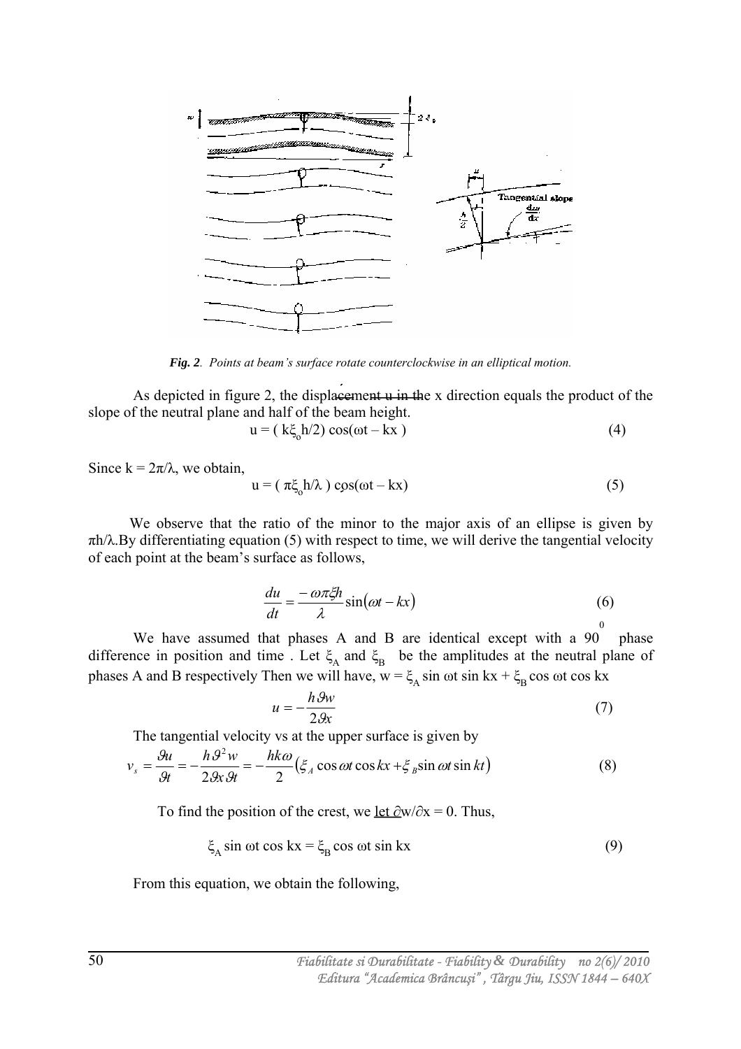*Fig. 2. Points at beam's surface rotate counterclockwise in an elliptical motion.*

As depicted in figure 2, the displacement u in the x direction equals the product of the slope of the neutral plane and half of the beam height.

$$u = ( k\xi_o h/2) \cos(\omega t - kx ) \tag{4}$$

Since $k = 2\pi/\lambda$, we obtain,

$$u = ( \pi\xi_o h/\lambda ) \cos(\omega t - kx) \tag{5}$$

We observe that the ratio of the minor to the major axis of an ellipse is given by $\pi h/\lambda$.By differentiating equation (5) with respect to time, we will derive the tangential velocity of each point at the beam's surface as follows,

$$\frac{du}{dt} = \frac{-\omega\pi\xi h}{\lambda}\sin(\omega t - kx) \tag{6}$$

We have assumed that phases A and B are identical except with a $90^0$ phase difference in position and time . Let $\xi_A$ and $\xi_B$ be the amplitudes at the neutral plane of phases A and B respectively Then we will have, $w = \xi_A \sin \omega t \sin kx + \xi_B \cos \omega t \cos kx$

$$u = -\frac{h\vartheta w}{2\vartheta x} \tag{7}$$

The tangential velocity vs at the upper surface is given by

$$v_s = \frac{\vartheta u}{\vartheta t} = -\frac{h\vartheta^2 w}{2\vartheta x\vartheta t} = -\frac{hk\omega}{2}\left(\xi_A \cos\omega t \cos kx + \xi_B \sin\omega t \sin kt\right) \tag{8}$$

To find the position of the crest, we let $\partial w/\partial x = 0$. Thus,

$$\xi_A \sin \omega t \cos kx = \xi_B \cos \omega t \sin kx \tag{9}$$

From this equation, we obtain the following,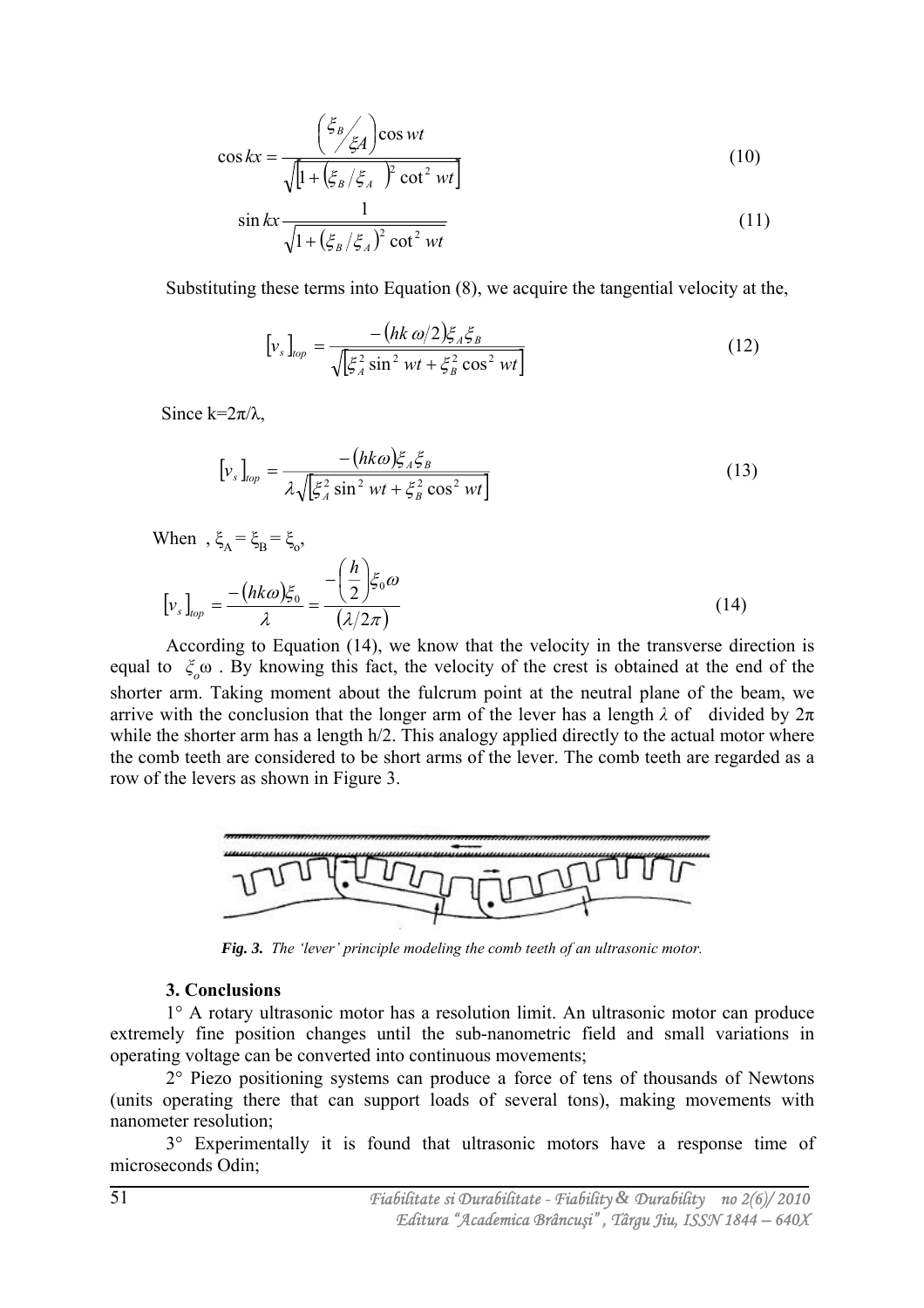$$\cos kx = \frac{\left(\xi_B / \xi A\right)\cos wt}{\sqrt{\left[1+\left(\xi_B/\xi_A\right)^2\cot^2 wt\right]}} \tag{10}$$

$$\sin kx \frac{1}{\sqrt{1+\left(\xi_B/\xi_A\right)^2\cot^2 wt}} \tag{11}$$

Substituting these terms into Equation (8), we acquire the tangential velocity at the,

$$\left[v_s\right]_{top} = \frac{-\left(hk\,\omega/2\right)\xi_A\xi_B}{\sqrt{\left[\xi_A^2\sin^2 wt+\xi_B^2\cos^2 wt\right]}} \tag{12}$$

Since k=2π/λ,

$$\left[v_s\right]_{top} = \frac{-\left(hk\omega\right)\xi_A\xi_B}{\lambda\sqrt{\left[\xi_A^2\sin^2 wt+\xi_B^2\cos^2 wt\right]}} \tag{13}$$

When , $\xi_A = \xi_B = \xi_o$,

$$\left[v_s\right]_{top} = \frac{-\left(hk\omega\right)\xi_0}{\lambda} = \frac{-\left(\frac{h}{2}\right)\xi_0\omega}{\left(\lambda/2\pi\right)} \tag{14}$$

According to Equation (14), we know that the velocity in the transverse direction is equal to $\xi_o\omega$ . By knowing this fact, the velocity of the crest is obtained at the end of the shorter arm. Taking moment about the fulcrum point at the neutral plane of the beam, we arrive with the conclusion that the longer arm of the lever has a length $\lambda$ of divided by $2\pi$ while the shorter arm has a length h/2. This analogy applied directly to the actual motor where the comb teeth are considered to be short arms of the lever. The comb teeth are regarded as a row of the levers as shown in Figure 3.

***Fig. 3.*** *The 'lever' principle modeling the comb teeth of an ultrasonic motor.*

### 3. Conclusions

1° A rotary ultrasonic motor has a resolution limit. An ultrasonic motor can produce extremely fine position changes until the sub-nanometric field and small variations in operating voltage can be converted into continuous movements;

2° Piezo positioning systems can produce a force of tens of thousands of Newtons (units operating there that can support loads of several tons), making movements with nanometer resolution;

3° Experimentally it is found that ultrasonic motors have a response time of microseconds Odin;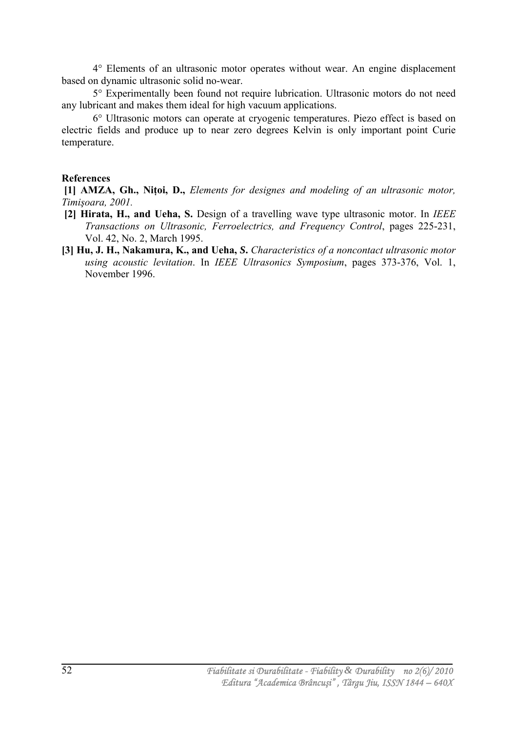4° Elements of an ultrasonic motor operates without wear. An engine displacement based on dynamic ultrasonic solid no-wear.

5° Experimentally been found not require lubrication. Ultrasonic motors do not need any lubricant and makes them ideal for high vacuum applications.

6° Ultrasonic motors can operate at cryogenic temperatures. Piezo effect is based on electric fields and produce up to near zero degrees Kelvin is only important point Curie temperature.

**References**

**[1] AMZA, Gh., Nițoi, D.,** *Elements for designes and modeling of an ultrasonic motor, Timişoara, 2001.*

**[2] Hirata, H., and Ueha, S.** Design of a travelling wave type ultrasonic motor. In *IEEE Transactions on Ultrasonic, Ferroelectrics, and Frequency Control*, pages 225-231, Vol. 42, No. 2, March 1995.

**[3] Hu, J. H., Nakamura, K., and Ueha, *S*.** *Characteristics of a noncontact ultrasonic motor using acoustic levitation*. In *IEEE Ultrasonics Symposium*, pages 373-376, Vol. 1, November 1996.